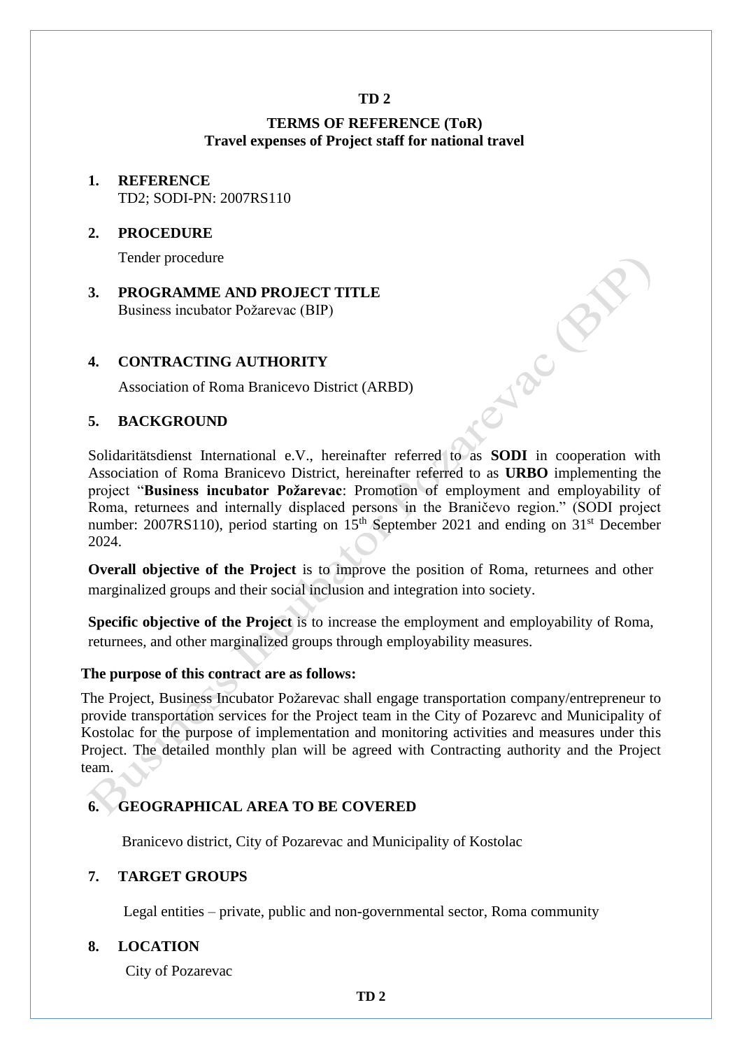**TD 2**

**TERMS OF REFERENCE (ToR)**
**Travel expenses of Project staff for national travel**

1. **REFERENCE**
   TD2; SODI-PN: 2007RS110

2. **PROCEDURE**
   Tender procedure

3. **PROGRAMME AND PROJECT TITLE**
   Business incubator Požarevac (BIP)

4. **CONTRACTING AUTHORITY**
   Association of Roma Branicevo District (ARBD)

5. **BACKGROUND**

Solidaritätsdienst International e.V., hereinafter referred to as **SODI** in cooperation with Association of Roma Branicevo District, hereinafter referred to as **URBO** implementing the project "**Business incubator Požarevac**: Promotion of employment and employability of Roma, returnees and internally displaced persons in the Braničevo region." (SODI project number: 2007RS110), period starting on 15th September 2021 and ending on 31st December 2024.

**Overall objective of the Project** is to improve the position of Roma, returnees and other marginalized groups and their social inclusion and integration into society.

**Specific objective of the Project** is to increase the employment and employability of Roma, returnees, and other marginalized groups through employability measures.

**The purpose of this contract are as follows:**

The Project, Business Incubator Požarevac shall engage transportation company/entrepreneur to provide transportation services for the Project team in the City of Pozarevc and Municipality of Kostolac for the purpose of implementation and monitoring activities and measures under this Project. The detailed monthly plan will be agreed with Contracting authority and the Project team.

6. **GEOGRAPHICAL AREA TO BE COVERED**
   Branicevo district, City of Pozarevac and Municipality of Kostolac

7. **TARGET GROUPS**
   Legal entities – private, public and non-governmental sector, Roma community

8. **LOCATION**
   City of Pozarevac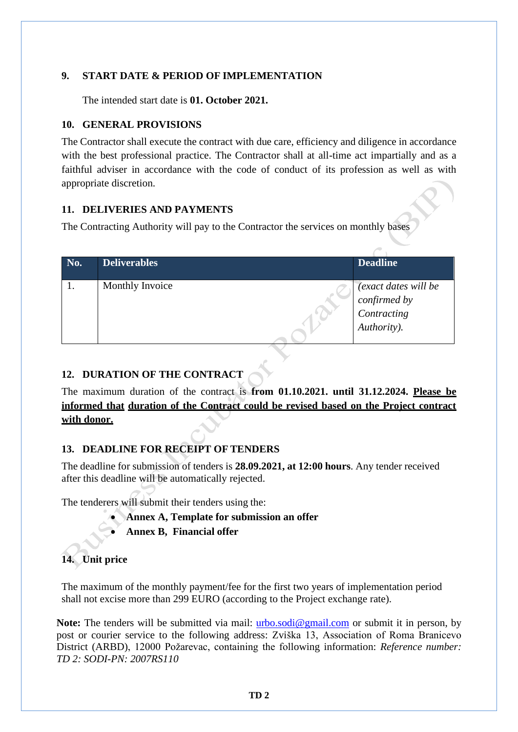## 9. START DATE & PERIOD OF IMPLEMENTATION

The intended start date is **01. October 2021.**

## 10. GENERAL PROVISIONS

The Contractor shall execute the contract with due care, efficiency and diligence in accordance with the best professional practice. The Contractor shall at all-time act impartially and as a faithful adviser in accordance with the code of conduct of its profession as well as with appropriate discretion.

## 11. DELIVERIES AND PAYMENTS

The Contracting Authority will pay to the Contractor the services on monthly bases

| No. | Deliverables | Deadline |
|---|---|---|
| 1. | Monthly Invoice | *(exact dates will be confirmed by Contracting Authority).* |

## 12. DURATION OF THE CONTRACT

The maximum duration of the contract is **from 01.10.2021. until 31.12.2024. <u>Please be informed that duration of the Contract could be revised based on the Project contract with donor.</u>**

## 13. DEADLINE FOR RECEIPT OF TENDERS

The deadline for submission of tenders is **28.09.2021, at 12:00 hours**. Any tender received after this deadline will be automatically rejected.

The tenderers will submit their tenders using the:

- **Annex A, Template for submission an offer**
- **Annex B, Financial offer**

## 14. Unit price

The maximum of the monthly payment/fee for the first two years of implementation period shall not excise more than 299 EURO (according to the Project exchange rate).

**Note:** The tenders will be submitted via mail: urbo.sodi@gmail.com or submit it in person, by post or courier service to the following address: Zviška 13, Association of Roma Branicevo District (ARBD), 12000 Požarevac, containing the following information: *Reference number: TD 2: SODI-PN: 2007RS110*